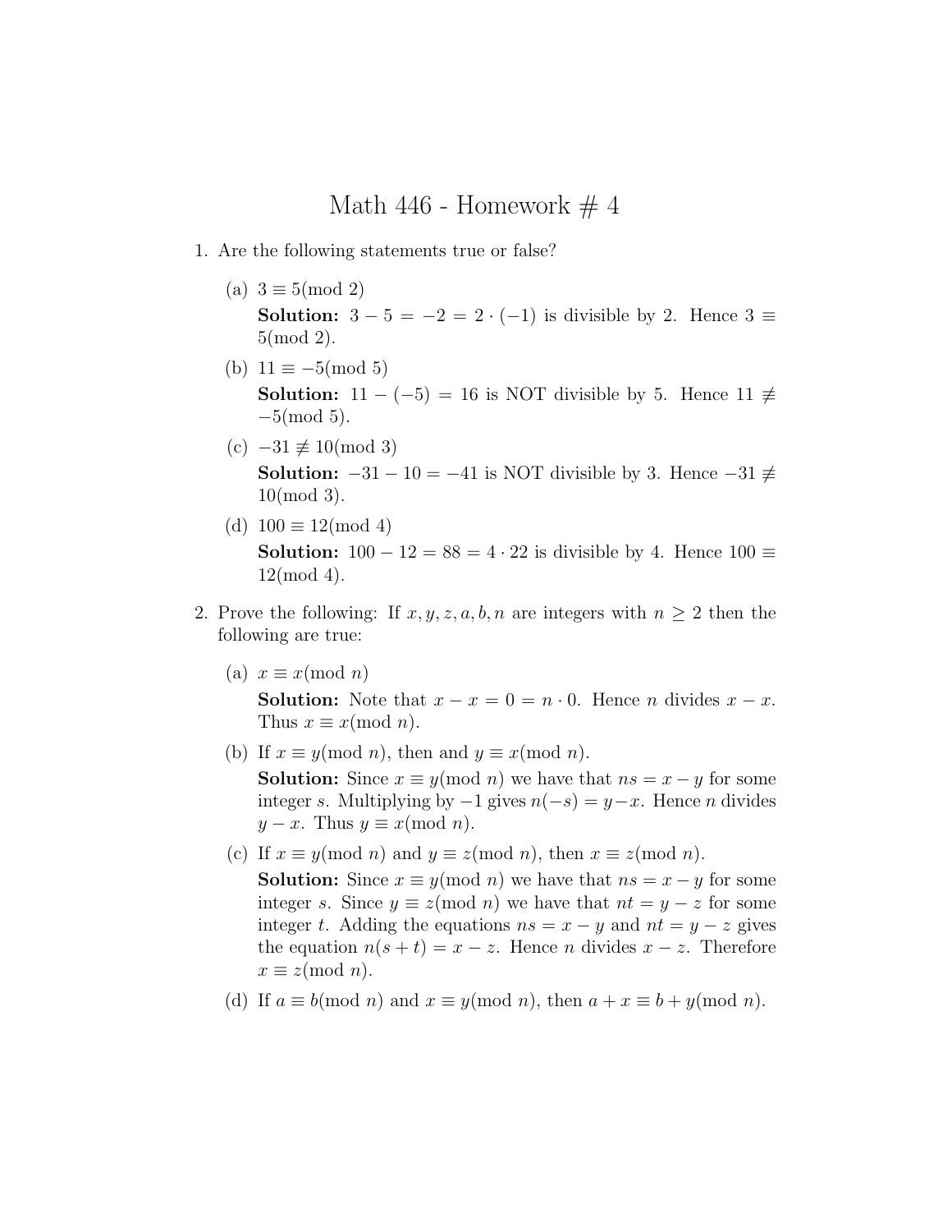# Math 446 - Homework # 4

1. Are the following statements true or false?

   (a) $3 \equiv 5 (\text{mod } 2)$

   **Solution:** $3 - 5 = -2 = 2 \cdot (-1)$ is divisible by 2. Hence $3 \equiv 5 (\text{mod } 2)$.

   (b) $11 \equiv -5 (\text{mod } 5)$

   **Solution:** $11 - (-5) = 16$ is NOT divisible by 5. Hence $11 \not\equiv -5 (\text{mod } 5)$.

   (c) $-31 \not\equiv 10 (\text{mod } 3)$

   **Solution:** $-31 - 10 = -41$ is NOT divisible by 3. Hence $-31 \not\equiv 10 (\text{mod } 3)$.

   (d) $100 \equiv 12 (\text{mod } 4)$

   **Solution:** $100 - 12 = 88 = 4 \cdot 22$ is divisible by 4. Hence $100 \equiv 12 (\text{mod } 4)$.

2. Prove the following: If $x, y, z, a, b, n$ are integers with $n \geq 2$ then the following are true:

   (a) $x \equiv x (\text{mod } n)$

   **Solution:** Note that $x - x = 0 = n \cdot 0$. Hence $n$ divides $x - x$. Thus $x \equiv x (\text{mod } n)$.

   (b) If $x \equiv y (\text{mod } n)$, then and $y \equiv x (\text{mod } n)$.

   **Solution:** Since $x \equiv y (\text{mod } n)$ we have that $ns = x - y$ for some integer $s$. Multiplying by $-1$ gives $n(-s) = y - x$. Hence $n$ divides $y - x$. Thus $y \equiv x (\text{mod } n)$.

   (c) If $x \equiv y (\text{mod } n)$ and $y \equiv z (\text{mod } n)$, then $x \equiv z (\text{mod } n)$.

   **Solution:** Since $x \equiv y (\text{mod } n)$ we have that $ns = x - y$ for some integer $s$. Since $y \equiv z (\text{mod } n)$ we have that $nt = y - z$ for some integer $t$. Adding the equations $ns = x - y$ and $nt = y - z$ gives the equation $n(s + t) = x - z$. Hence $n$ divides $x - z$. Therefore $x \equiv z (\text{mod } n)$.

   (d) If $a \equiv b (\text{mod } n)$ and $x \equiv y (\text{mod } n)$, then $a + x \equiv b + y (\text{mod } n)$.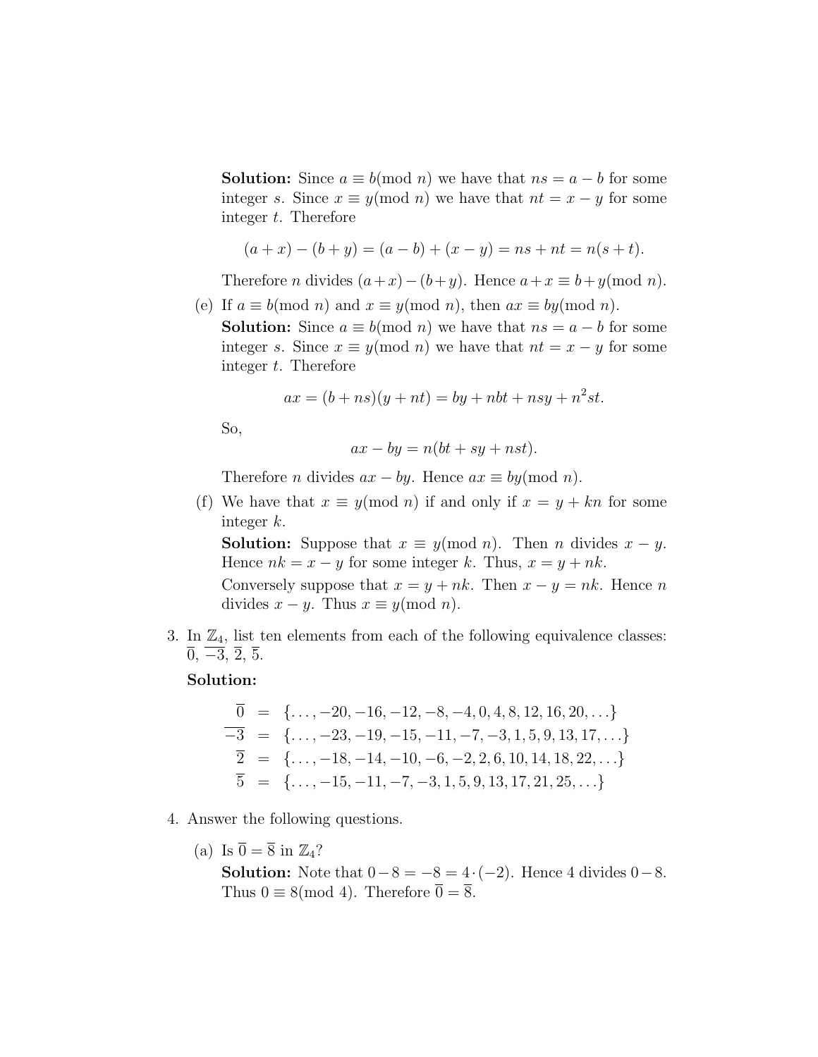**Solution:** Since $a \equiv b (\text{mod } n)$ we have that $ns = a - b$ for some integer $s$. Since $x \equiv y (\text{mod } n)$ we have that $nt = x - y$ for some integer $t$. Therefore

$$(a + x) - (b + y) = (a - b) + (x - y) = ns + nt = n(s + t).$$

Therefore $n$ divides $(a+x)-(b+y)$. Hence $a+x \equiv b+y (\text{mod } n)$.

(e) If $a \equiv b (\text{mod } n)$ and $x \equiv y (\text{mod } n)$, then $ax \equiv by (\text{mod } n)$.

**Solution:** Since $a \equiv b (\text{mod } n)$ we have that $ns = a - b$ for some integer $s$. Since $x \equiv y (\text{mod } n)$ we have that $nt = x - y$ for some integer $t$. Therefore

$$ax = (b + ns)(y + nt) = by + nbt + nsy + n^2 st.$$

So,

$$ax - by = n(bt + sy + nst).$$

Therefore $n$ divides $ax - by$. Hence $ax \equiv by (\text{mod } n)$.

(f) We have that $x \equiv y (\text{mod } n)$ if and only if $x = y + kn$ for some integer $k$.

**Solution:** Suppose that $x \equiv y (\text{mod } n)$. Then $n$ divides $x - y$. Hence $nk = x - y$ for some integer $k$. Thus, $x = y + nk$.

Conversely suppose that $x = y + nk$. Then $x - y = nk$. Hence $n$ divides $x - y$. Thus $x \equiv y (\text{mod } n)$.

3. In $\mathbb{Z}_4$, list ten elements from each of the following equivalence classes: $\overline{0}$, $\overline{-3}$, $\overline{2}$, $\overline{5}$.

**Solution:**

$$\begin{aligned}
\overline{0} &= \{\ldots, -20, -16, -12, -8, -4, 0, 4, 8, 12, 16, 20, \ldots\} \\
\overline{-3} &= \{\ldots, -23, -19, -15, -11, -7, -3, 1, 5, 9, 13, 17, \ldots\} \\
\overline{2} &= \{\ldots, -18, -14, -10, -6, -2, 2, 6, 10, 14, 18, 22, \ldots\} \\
\overline{5} &= \{\ldots, -15, -11, -7, -3, 1, 5, 9, 13, 17, 21, 25, \ldots\}
\end{aligned}$$

4. Answer the following questions.

(a) Is $\overline{0} = \overline{8}$ in $\mathbb{Z}_4$?

**Solution:** Note that $0 - 8 = -8 = 4 \cdot (-2)$. Hence 4 divides $0 - 8$. Thus $0 \equiv 8 (\text{mod } 4)$. Therefore $\overline{0} = \overline{8}$.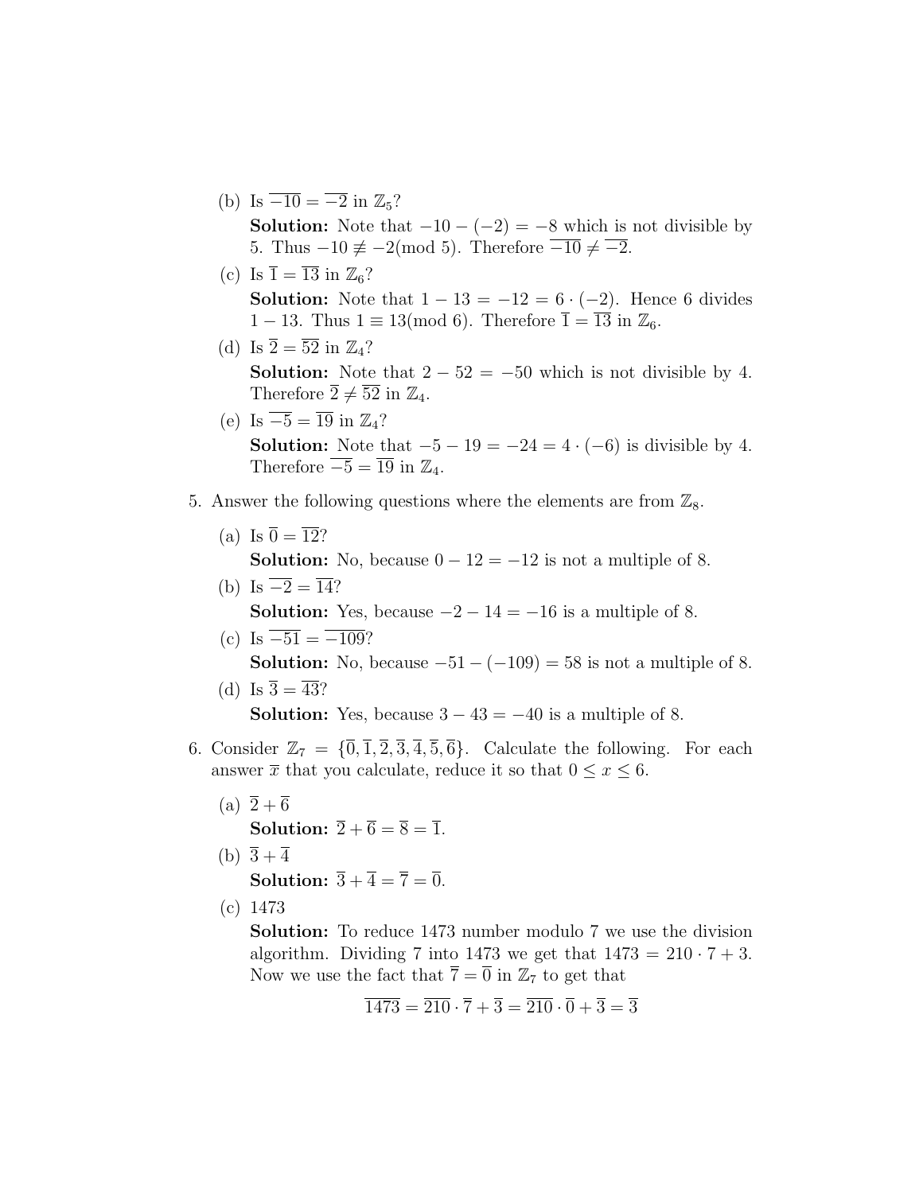(b) Is $\overline{-10} = \overline{-2}$ in $\mathbb{Z}_5$?

**Solution:** Note that $-10 - (-2) = -8$ which is not divisible by 5. Thus $-10 \not\equiv -2 (\text{mod } 5)$. Therefore $\overline{-10} \neq \overline{-2}$.

(c) Is $\overline{1} = \overline{13}$ in $\mathbb{Z}_6$?

**Solution:** Note that $1 - 13 = -12 = 6 \cdot (-2)$. Hence 6 divides $1 - 13$. Thus $1 \equiv 13 (\text{mod } 6)$. Therefore $\overline{1} = \overline{13}$ in $\mathbb{Z}_6$.

(d) Is $\overline{2} = \overline{52}$ in $\mathbb{Z}_4$?

**Solution:** Note that $2 - 52 = -50$ which is not divisible by 4. Therefore $\overline{2} \neq \overline{52}$ in $\mathbb{Z}_4$.

(e) Is $\overline{-5} = \overline{19}$ in $\mathbb{Z}_4$?

**Solution:** Note that $-5 - 19 = -24 = 4 \cdot (-6)$ is divisible by 4. Therefore $\overline{-5} = \overline{19}$ in $\mathbb{Z}_4$.

5. Answer the following questions where the elements are from $\mathbb{Z}_8$.

(a) Is $\overline{0} = \overline{12}$?

**Solution:** No, because $0 - 12 = -12$ is not a multiple of 8.

(b) Is $\overline{-2} = \overline{14}$?

**Solution:** Yes, because $-2 - 14 = -16$ is a multiple of 8.

(c) Is $\overline{-51} = \overline{-109}$?

**Solution:** No, because $-51 - (-109) = 58$ is not a multiple of 8.

(d) Is $\overline{3} = \overline{43}$?

**Solution:** Yes, because $3 - 43 = -40$ is a multiple of 8.

6. Consider $\mathbb{Z}_7 = \{\overline{0}, \overline{1}, \overline{2}, \overline{3}, \overline{4}, \overline{5}, \overline{6}\}$. Calculate the following. For each answer $\overline{x}$ that you calculate, reduce it so that $0 \leq x \leq 6$.

(a) $\overline{2} + \overline{6}$

**Solution:** $\overline{2} + \overline{6} = \overline{8} = \overline{1}$.

(b) $\overline{3} + \overline{4}$

**Solution:** $\overline{3} + \overline{4} = \overline{7} = \overline{0}$.

(c) $\overline{1473}$

**Solution:** To reduce 1473 number modulo 7 we use the division algorithm. Dividing 7 into 1473 we get that $1473 = 210 \cdot 7 + 3$. Now we use the fact that $\overline{7} = \overline{0}$ in $\mathbb{Z}_7$ to get that

$$\overline{1473} = \overline{210} \cdot \overline{7} + \overline{3} = \overline{210} \cdot \overline{0} + \overline{3} = \overline{3}$$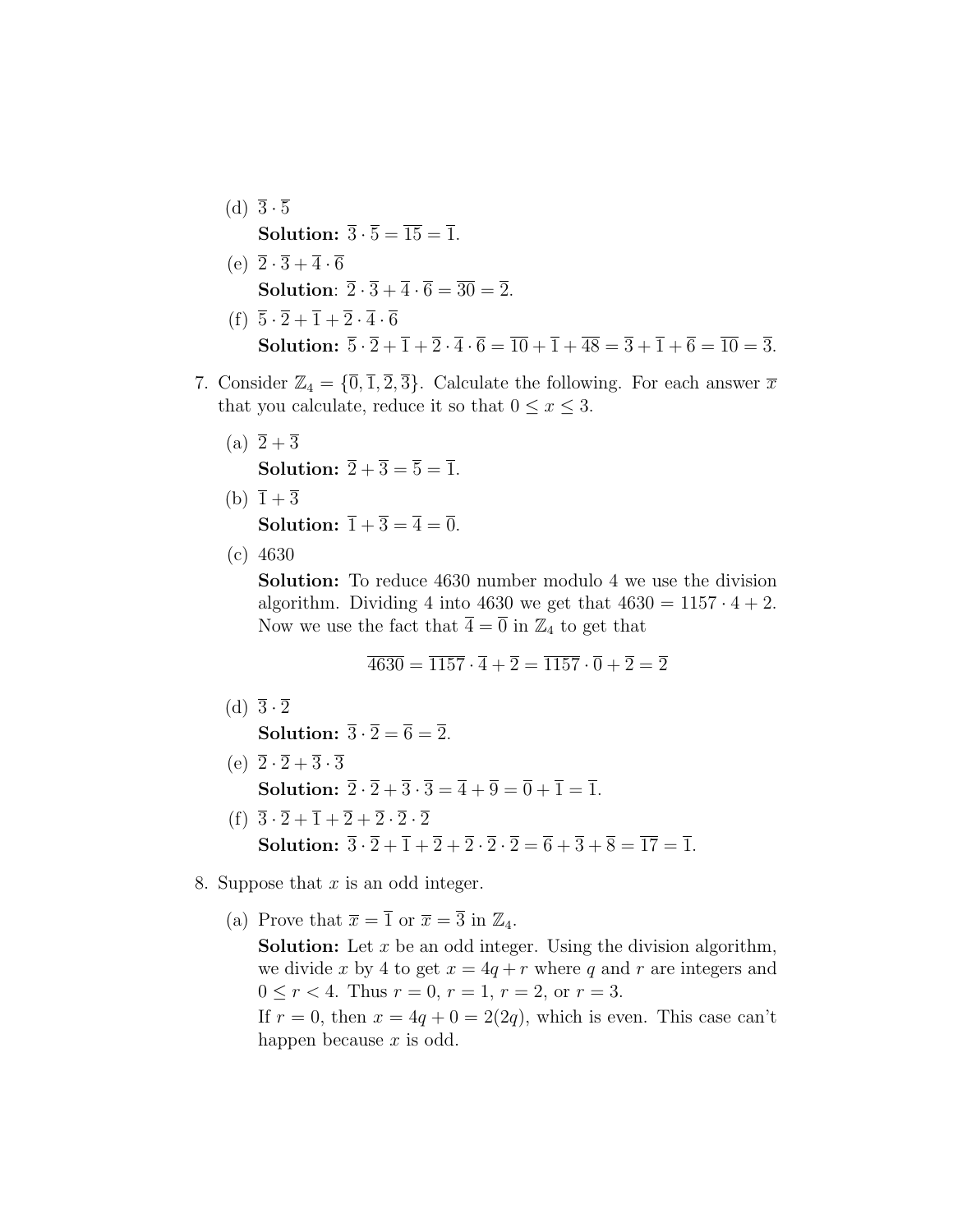(d) $\overline{3} \cdot \overline{5}$

**Solution:** $\overline{3} \cdot \overline{5} = \overline{15} = \overline{1}$.

(e) $\overline{2} \cdot \overline{3} + \overline{4} \cdot \overline{6}$

**Solution**: $\overline{2} \cdot \overline{3} + \overline{4} \cdot \overline{6} = \overline{30} = \overline{2}$.

(f) $\overline{5} \cdot \overline{2} + \overline{1} + \overline{2} \cdot \overline{4} \cdot \overline{6}$

**Solution:** $\overline{5} \cdot \overline{2} + \overline{1} + \overline{2} \cdot \overline{4} \cdot \overline{6} = \overline{10} + \overline{1} + \overline{48} = \overline{3} + \overline{1} + \overline{6} = \overline{10} = \overline{3}$.

7. Consider $\mathbb{Z}_4 = \{\overline{0}, \overline{1}, \overline{2}, \overline{3}\}$. Calculate the following. For each answer $\overline{x}$ that you calculate, reduce it so that $0 \leq x \leq 3$.

   (a) $\overline{2} + \overline{3}$

   **Solution:** $\overline{2} + \overline{3} = \overline{5} = \overline{1}$.

   (b) $\overline{1} + \overline{3}$

   **Solution:** $\overline{1} + \overline{3} = \overline{4} = \overline{0}$.

   (c) 4630

   **Solution:** To reduce 4630 number modulo 4 we use the division algorithm. Dividing 4 into 4630 we get that $4630 = 1157 \cdot 4 + 2$. Now we use the fact that $\overline{4} = \overline{0}$ in $\mathbb{Z}_4$ to get that

   $$\overline{4630} = \overline{1157} \cdot \overline{4} + \overline{2} = \overline{1157} \cdot \overline{0} + \overline{2} = \overline{2}$$

   (d) $\overline{3} \cdot \overline{2}$

   **Solution:** $\overline{3} \cdot \overline{2} = \overline{6} = \overline{2}$.

   (e) $\overline{2} \cdot \overline{2} + \overline{3} \cdot \overline{3}$

   **Solution:** $\overline{2} \cdot \overline{2} + \overline{3} \cdot \overline{3} = \overline{4} + \overline{9} = \overline{0} + \overline{1} = \overline{1}$.

   (f) $\overline{3} \cdot \overline{2} + \overline{1} + \overline{2} + \overline{2} \cdot \overline{2} \cdot \overline{2}$

   **Solution:** $\overline{3} \cdot \overline{2} + \overline{1} + \overline{2} + \overline{2} \cdot \overline{2} \cdot \overline{2} = \overline{6} + \overline{3} + \overline{8} = \overline{17} = \overline{1}$.

8. Suppose that $x$ is an odd integer.

   (a) Prove that $\overline{x} = \overline{1}$ or $\overline{x} = \overline{3}$ in $\mathbb{Z}_4$.

   **Solution:** Let $x$ be an odd integer. Using the division algorithm, we divide $x$ by 4 to get $x = 4q + r$ where $q$ and $r$ are integers and $0 \leq r < 4$. Thus $r = 0$, $r = 1$, $r = 2$, or $r = 3$.

   If $r = 0$, then $x = 4q + 0 = 2(2q)$, which is even. This case can't happen because $x$ is odd.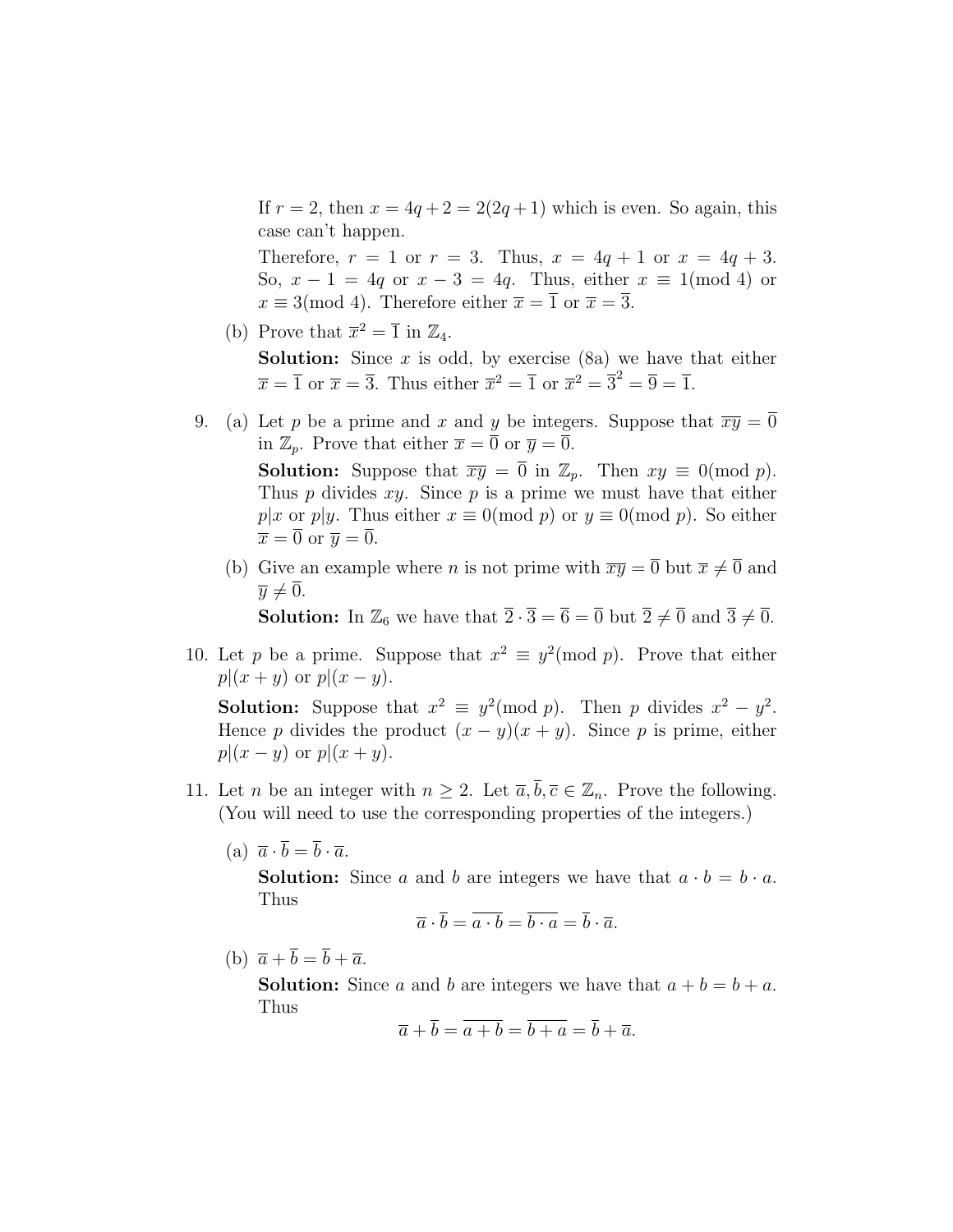If $r = 2$, then $x = 4q + 2 = 2(2q + 1)$ which is even. So again, this case can't happen.

Therefore, $r = 1$ or $r = 3$. Thus, $x = 4q + 1$ or $x = 4q + 3$. So, $x - 1 = 4q$ or $x - 3 = 4q$. Thus, either $x \equiv 1 (\text{mod } 4)$ or $x \equiv 3 (\text{mod } 4)$. Therefore either $\overline{x} = \overline{1}$ or $\overline{x} = \overline{3}$.

(b) Prove that $\overline{x}^2 = \overline{1}$ in $\mathbb{Z}_4$.

**Solution:** Since $x$ is odd, by exercise (8a) we have that either $\overline{x} = \overline{1}$ or $\overline{x} = \overline{3}$. Thus either $\overline{x}^2 = \overline{1}$ or $\overline{x}^2 = \overline{3}^2 = \overline{9} = \overline{1}$.

9. (a) Let $p$ be a prime and $x$ and $y$ be integers. Suppose that $\overline{xy} = \overline{0}$ in $\mathbb{Z}_p$. Prove that either $\overline{x} = \overline{0}$ or $\overline{y} = \overline{0}$.

   **Solution:** Suppose that $\overline{xy} = \overline{0}$ in $\mathbb{Z}_p$. Then $xy \equiv 0 (\text{mod } p)$. Thus $p$ divides $xy$. Since $p$ is a prime we must have that either $p|x$ or $p|y$. Thus either $x \equiv 0 (\text{mod } p)$ or $y \equiv 0 (\text{mod } p)$. So either $\overline{x} = \overline{0}$ or $\overline{y} = \overline{0}$.

   (b) Give an example where $n$ is not prime with $\overline{xy} = \overline{0}$ but $\overline{x} \neq \overline{0}$ and $\overline{y} \neq \overline{0}$.

   **Solution:** In $\mathbb{Z}_6$ we have that $\overline{2} \cdot \overline{3} = \overline{6} = \overline{0}$ but $\overline{2} \neq \overline{0}$ and $\overline{3} \neq \overline{0}$.

10. Let $p$ be a prime. Suppose that $x^2 \equiv y^2 (\text{mod } p)$. Prove that either $p|(x + y)$ or $p|(x - y)$.

    **Solution:** Suppose that $x^2 \equiv y^2 (\text{mod } p)$. Then $p$ divides $x^2 - y^2$. Hence $p$ divides the product $(x - y)(x + y)$. Since $p$ is prime, either $p|(x - y)$ or $p|(x + y)$.

11. Let $n$ be an integer with $n \geq 2$. Let $\overline{a}, \overline{b}, \overline{c} \in \mathbb{Z}_n$. Prove the following. (You will need to use the corresponding properties of the integers.)

    (a) $\overline{a} \cdot \overline{b} = \overline{b} \cdot \overline{a}$.

    **Solution:** Since $a$ and $b$ are integers we have that $a \cdot b = b \cdot a$. Thus
    $$\overline{a} \cdot \overline{b} = \overline{a \cdot b} = \overline{b \cdot a} = \overline{b} \cdot \overline{a}.$$

    (b) $\overline{a} + \overline{b} = \overline{b} + \overline{a}$.

    **Solution:** Since $a$ and $b$ are integers we have that $a + b = b + a$. Thus
    $$\overline{a} + \overline{b} = \overline{a + b} = \overline{b + a} = \overline{b} + \overline{a}.$$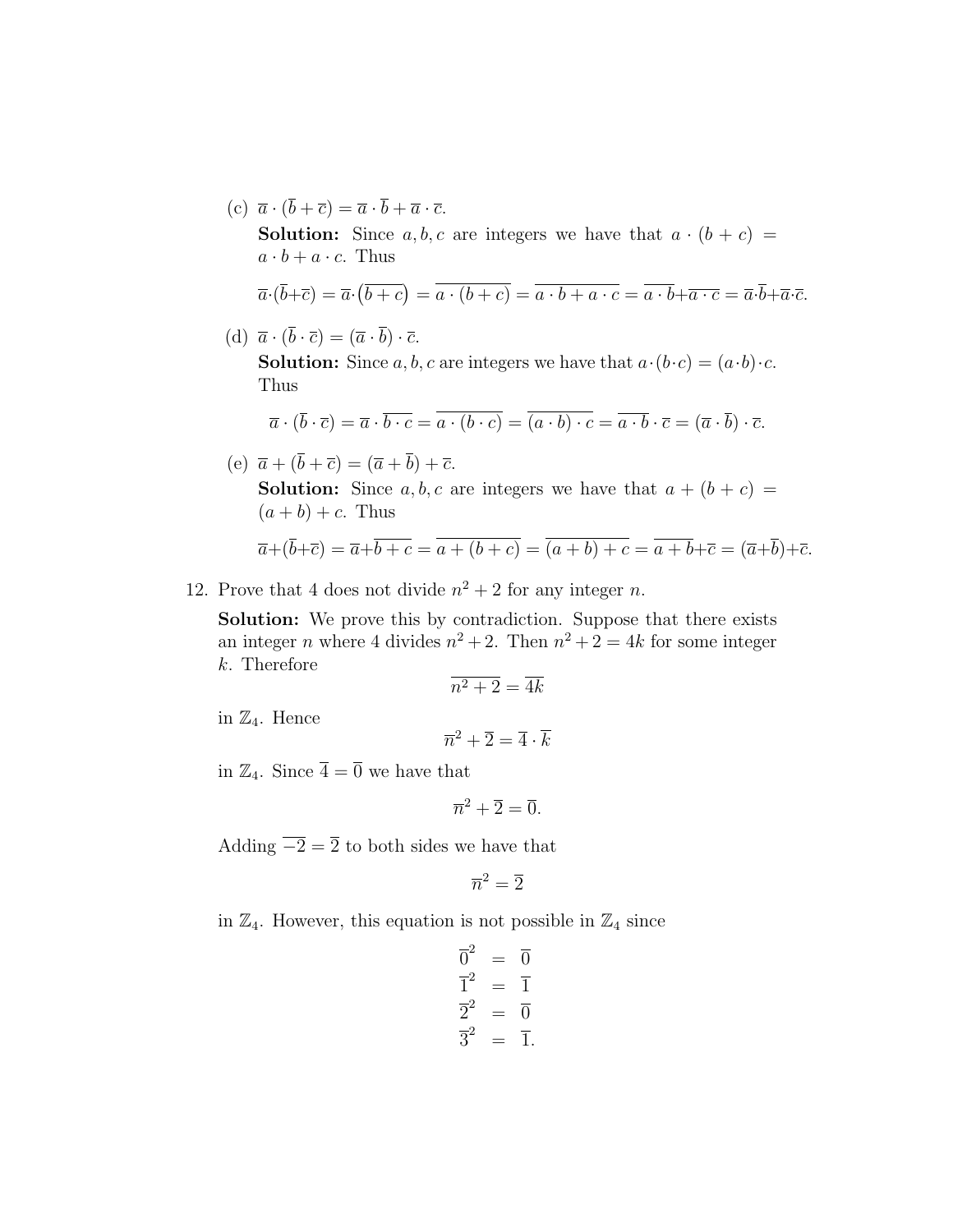(c) $\overline{a} \cdot (\overline{b} + \overline{c}) = \overline{a} \cdot \overline{b} + \overline{a} \cdot \overline{c}$.

**Solution:** Since $a, b, c$ are integers we have that $a \cdot (b + c) = a \cdot b + a \cdot c$. Thus

$$\overline{a} \cdot (\overline{b} + \overline{c}) = \overline{a} \cdot \left(\overline{b + c}\right) = \overline{a \cdot (b + c)} = \overline{a \cdot b + a \cdot c} = \overline{a \cdot b} + \overline{a \cdot c} = \overline{a} \cdot \overline{b} + \overline{a} \cdot \overline{c}.$$

(d) $\overline{a} \cdot (\overline{b} \cdot \overline{c}) = (\overline{a} \cdot \overline{b}) \cdot \overline{c}$.

**Solution:** Since $a, b, c$ are integers we have that $a \cdot (b \cdot c) = (a \cdot b) \cdot c$. Thus

$$\overline{a} \cdot (\overline{b} \cdot \overline{c}) = \overline{a} \cdot \overline{b \cdot c} = \overline{a \cdot (b \cdot c)} = \overline{(a \cdot b) \cdot c} = \overline{a \cdot b} \cdot \overline{c} = (\overline{a} \cdot \overline{b}) \cdot \overline{c}.$$

(e) $\overline{a} + (\overline{b} + \overline{c}) = (\overline{a} + \overline{b}) + \overline{c}$.

**Solution:** Since $a, b, c$ are integers we have that $a + (b + c) = (a + b) + c$. Thus

$$\overline{a} + (\overline{b} + \overline{c}) = \overline{a} + \overline{b + c} = \overline{a + (b + c)} = \overline{(a + b) + c} = \overline{a + b} + \overline{c} = (\overline{a} + \overline{b}) + \overline{c}.$$

12. Prove that 4 does not divide $n^2 + 2$ for any integer $n$.

**Solution:** We prove this by contradiction. Suppose that there exists an integer $n$ where 4 divides $n^2 + 2$. Then $n^2 + 2 = 4k$ for some integer $k$. Therefore

$$\overline{n^2 + 2} = \overline{4k}$$

in $\mathbb{Z}_4$. Hence

$$\overline{n}^2 + \overline{2} = \overline{4} \cdot \overline{k}$$

in $\mathbb{Z}_4$. Since $\overline{4} = \overline{0}$ we have that

$$\overline{n}^2 + \overline{2} = \overline{0}.$$

Adding $\overline{-2} = \overline{2}$ to both sides we have that

$$\overline{n}^2 = \overline{2}$$

in $\mathbb{Z}_4$. However, this equation is not possible in $\mathbb{Z}_4$ since

$$\begin{aligned}
\overline{0}^2 &= \overline{0} \\
\overline{1}^2 &= \overline{1} \\
\overline{2}^2 &= \overline{0} \\
\overline{3}^2 &= \overline{1}.
\end{aligned}$$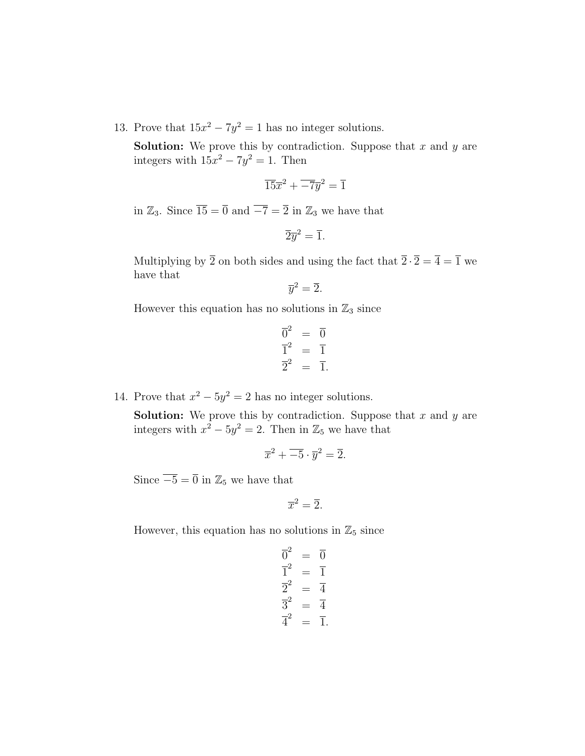13. Prove that $15x^2 - 7y^2 = 1$ has no integer solutions.

    **Solution:** We prove this by contradiction. Suppose that $x$ and $y$ are integers with $15x^2 - 7y^2 = 1$. Then

    $$\overline{15}\overline{x}^2 + \overline{-7}\overline{y}^2 = \overline{1}$$

    in $\mathbb{Z}_3$. Since $\overline{15} = \overline{0}$ and $\overline{-7} = \overline{2}$ in $\mathbb{Z}_3$ we have that

    $$\overline{2}\overline{y}^2 = \overline{1}.$$

    Multiplying by $\overline{2}$ on both sides and using the fact that $\overline{2} \cdot \overline{2} = \overline{4} = \overline{1}$ we have that

    $$\overline{y}^2 = \overline{2}.$$

    However this equation has no solutions in $\mathbb{Z}_3$ since

    $$\begin{aligned} \overline{0}^2 &= \overline{0} \\ \overline{1}^2 &= \overline{1} \\ \overline{2}^2 &= \overline{1}. \end{aligned}$$

14. Prove that $x^2 - 5y^2 = 2$ has no integer solutions.

    **Solution:** We prove this by contradiction. Suppose that $x$ and $y$ are integers with $x^2 - 5y^2 = 2$. Then in $\mathbb{Z}_5$ we have that

    $$\overline{x}^2 + \overline{-5} \cdot \overline{y}^2 = \overline{2}.$$

    Since $\overline{-5} = \overline{0}$ in $\mathbb{Z}_5$ we have that

    $$\overline{x}^2 = \overline{2}.$$

    However, this equation has no solutions in $\mathbb{Z}_5$ since

    $$\begin{aligned} \overline{0}^2 &= \overline{0} \\ \overline{1}^2 &= \overline{1} \\ \overline{2}^2 &= \overline{4} \\ \overline{3}^2 &= \overline{4} \\ \overline{4}^2 &= \overline{1}. \end{aligned}$$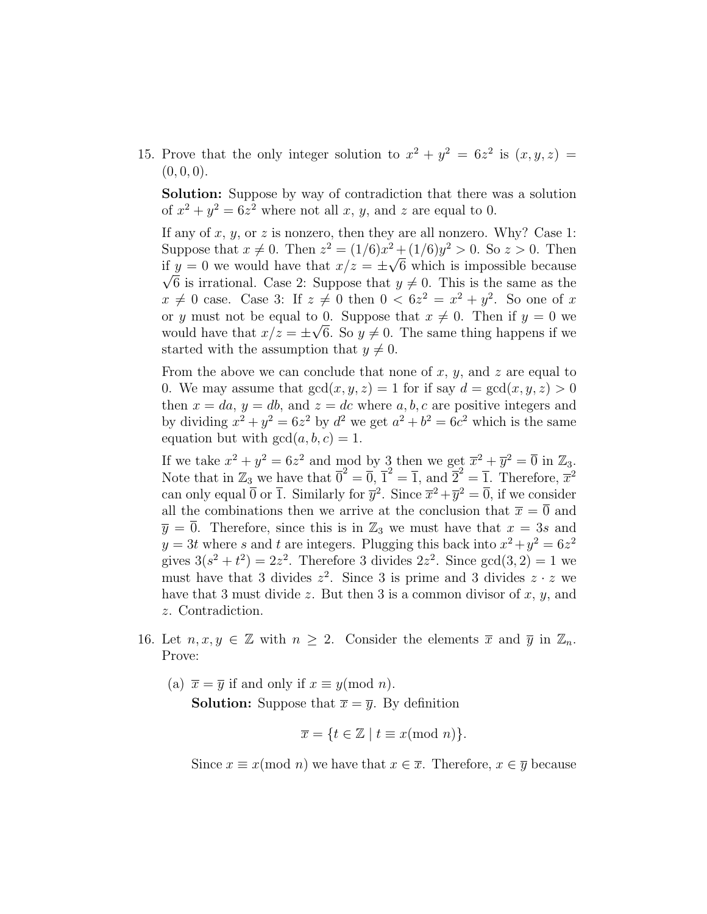15. Prove that the only integer solution to $x^2 + y^2 = 6z^2$ is $(x, y, z) = (0, 0, 0)$.

    **Solution:** Suppose by way of contradiction that there was a solution of $x^2 + y^2 = 6z^2$ where not all $x$, $y$, and $z$ are equal to 0.

    If any of $x$, $y$, or $z$ is nonzero, then they are all nonzero. Why? Case 1: Suppose that $x \neq 0$. Then $z^2 = (1/6)x^2 + (1/6)y^2 > 0$. So $z > 0$. Then if $y = 0$ we would have that $x/z = \pm\sqrt{6}$ which is impossible because $\sqrt{6}$ is irrational. Case 2: Suppose that $y \neq 0$. This is the same as the $x \neq 0$ case. Case 3: If $z \neq 0$ then $0 < 6z^2 = x^2 + y^2$. So one of $x$ or $y$ must not be equal to 0. Suppose that $x \neq 0$. Then if $y = 0$ we would have that $x/z = \pm\sqrt{6}$. So $y \neq 0$. The same thing happens if we started with the assumption that $y \neq 0$.

    From the above we can conclude that none of $x$, $y$, and $z$ are equal to 0. We may assume that $\gcd(x, y, z) = 1$ for if say $d = \gcd(x, y, z) > 0$ then $x = da$, $y = db$, and $z = dc$ where $a, b, c$ are positive integers and by dividing $x^2 + y^2 = 6z^2$ by $d^2$ we get $a^2 + b^2 = 6c^2$ which is the same equation but with $\gcd(a, b, c) = 1$.

    If we take $x^2 + y^2 = 6z^2$ and mod by 3 then we get $\overline{x}^2 + \overline{y}^2 = \overline{0}$ in $\mathbb{Z}_3$. Note that in $\mathbb{Z}_3$ we have that $\overline{0}^2 = \overline{0}$, $\overline{1}^2 = \overline{1}$, and $\overline{2}^2 = \overline{1}$. Therefore, $\overline{x}^2$ can only equal $\overline{0}$ or $\overline{1}$. Similarly for $\overline{y}^2$. Since $\overline{x}^2 + \overline{y}^2 = \overline{0}$, if we consider all the combinations then we arrive at the conclusion that $\overline{x} = \overline{0}$ and $\overline{y} = \overline{0}$. Therefore, since this is in $\mathbb{Z}_3$ we must have that $x = 3s$ and $y = 3t$ where $s$ and $t$ are integers. Plugging this back into $x^2 + y^2 = 6z^2$ gives $3(s^2 + t^2) = 2z^2$. Therefore 3 divides $2z^2$. Since $\gcd(3, 2) = 1$ we must have that 3 divides $z^2$. Since 3 is prime and 3 divides $z \cdot z$ we have that 3 must divide $z$. But then 3 is a common divisor of $x$, $y$, and $z$. Contradiction.

16. Let $n, x, y \in \mathbb{Z}$ with $n \geq 2$. Consider the elements $\overline{x}$ and $\overline{y}$ in $\mathbb{Z}_n$. Prove:

    (a) $\overline{x} = \overline{y}$ if and only if $x \equiv y (\text{mod } n)$.

    **Solution:** Suppose that $\overline{x} = \overline{y}$. By definition

    $$\overline{x} = \{t \in \mathbb{Z} \mid t \equiv x (\text{mod } n)\}.$$

    Since $x \equiv x (\text{mod } n)$ we have that $x \in \overline{x}$. Therefore, $x \in \overline{y}$ because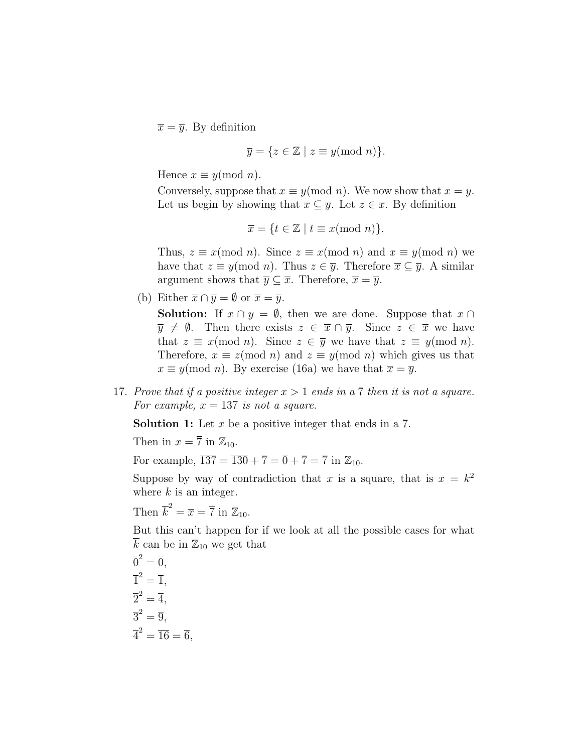$\overline{x} = \overline{y}$. By definition

$$\overline{y} = \{z \in \mathbb{Z} \mid z \equiv y (\text{mod } n)\}.$$

Hence $x \equiv y(\text{mod } n)$.

Conversely, suppose that $x \equiv y(\text{mod } n)$. We now show that $\overline{x} = \overline{y}$. Let us begin by showing that $\overline{x} \subseteq \overline{y}$. Let $z \in \overline{x}$. By definition

$$\overline{x} = \{t \in \mathbb{Z} \mid t \equiv x (\text{mod } n)\}.$$

Thus, $z \equiv x(\text{mod } n)$. Since $z \equiv x(\text{mod } n)$ and $x \equiv y(\text{mod } n)$ we have that $z \equiv y(\text{mod } n)$. Thus $z \in \overline{y}$. Therefore $\overline{x} \subseteq \overline{y}$. A similar argument shows that $\overline{y} \subseteq \overline{x}$. Therefore, $\overline{x} = \overline{y}$.

(b) Either $\overline{x} \cap \overline{y} = \emptyset$ or $\overline{x} = \overline{y}$.

**Solution:** If $\overline{x} \cap \overline{y} = \emptyset$, then we are done. Suppose that $\overline{x} \cap \overline{y} \neq \emptyset$. Then there exists $z \in \overline{x} \cap \overline{y}$. Since $z \in \overline{x}$ we have that $z \equiv x(\text{mod } n)$. Since $z \in \overline{y}$ we have that $z \equiv y(\text{mod } n)$. Therefore, $x \equiv z(\text{mod } n)$ and $z \equiv y(\text{mod } n)$ which gives us that $x \equiv y(\text{mod } n)$. By exercise (16a) we have that $\overline{x} = \overline{y}$.

17. *Prove that if a positive integer $x > 1$ ends in a 7 then it is not a square. For example, $x = 137$ is not a square.*

**Solution 1:** Let $x$ be a positive integer that ends in a 7.

Then in $\overline{x} = \overline{7}$ in $\mathbb{Z}_{10}$.

For example, $\overline{137} = \overline{130} + \overline{7} = \overline{0} + \overline{7} = \overline{7}$ in $\mathbb{Z}_{10}$.

Suppose by way of contradiction that $x$ is a square, that is $x = k^2$ where $k$ is an integer.

Then $\overline{k}^2 = \overline{x} = \overline{7}$ in $\mathbb{Z}_{10}$.

But this can't happen for if we look at all the possible cases for what $\overline{k}$ can be in $\mathbb{Z}_{10}$ we get that

$\overline{0}^2 = \overline{0}$,

$\overline{1}^2 = \overline{1}$,

$\overline{2}^2 = \overline{4}$,

$\overline{3}^2 = \overline{9}$,

$\overline{4}^2 = \overline{16} = \overline{6}$,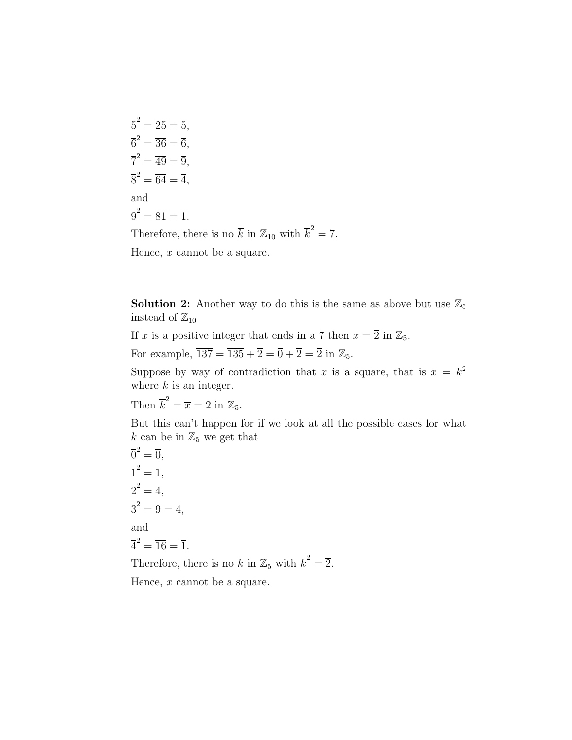$\overline{5}^2 = \overline{25} = \overline{5}$,

$\overline{6}^2 = \overline{36} = \overline{6}$,

$\overline{7}^2 = \overline{49} = \overline{9}$,

$\overline{8}^2 = \overline{64} = \overline{4}$,

and

$\overline{9}^2 = \overline{81} = \overline{1}$.

Therefore, there is no $\overline{k}$ in $\mathbb{Z}_{10}$ with $\overline{k}^2 = \overline{7}$.

Hence, $x$ cannot be a square.

**Solution 2:** Another way to do this is the same as above but use $\mathbb{Z}_5$ instead of $\mathbb{Z}_{10}$

If $x$ is a positive integer that ends in a 7 then $\overline{x} = \overline{2}$ in $\mathbb{Z}_5$.

For example, $\overline{137} = \overline{135} + \overline{2} = \overline{0} + \overline{2} = \overline{2}$ in $\mathbb{Z}_5$.

Suppose by way of contradiction that $x$ is a square, that is $x = k^2$ where $k$ is an integer.

Then $\overline{k}^2 = \overline{x} = \overline{2}$ in $\mathbb{Z}_5$.

But this can't happen for if we look at all the possible cases for what $\overline{k}$ can be in $\mathbb{Z}_5$ we get that

$\overline{0}^2 = \overline{0}$,

$\overline{1}^2 = \overline{1}$,

$\overline{2}^2 = \overline{4}$,

$\overline{3}^2 = \overline{9} = \overline{4}$,

and

$\overline{4}^2 = \overline{16} = \overline{1}$.

Therefore, there is no $\overline{k}$ in $\mathbb{Z}_5$ with $\overline{k}^2 = \overline{2}$.

Hence, $x$ cannot be a square.